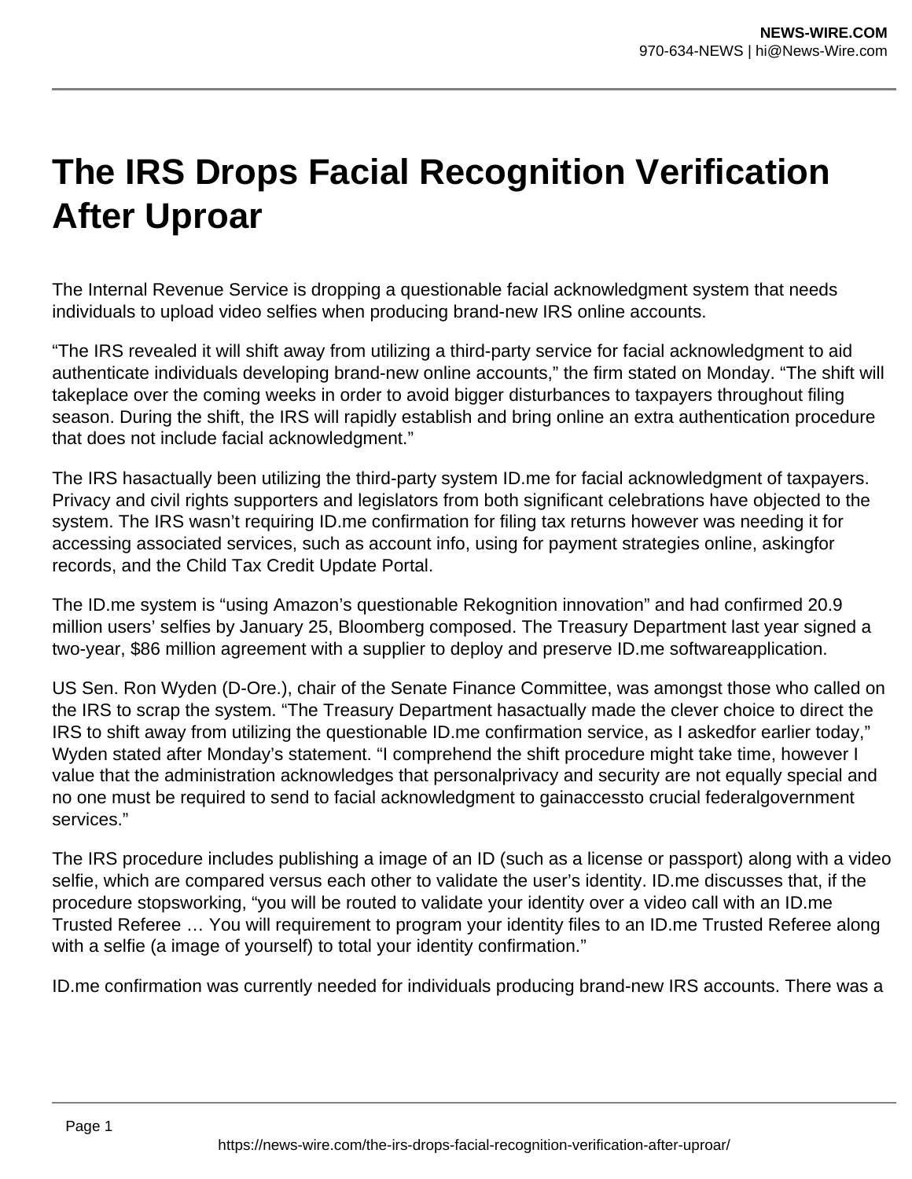# The IRS Drops Facial Recognition Verification After Uproar

The Internal Revenue Service is dropping a questionable facial acknowledgment system that needs individuals to upload video selfies when producing brand-new IRS online accounts.

"The IRS revealed it will shift away from utilizing a third-party service for facial acknowledgment to aid authenticate individuals developing brand-new online accounts," the firm stated on Monday. "The shift will takeplace over the coming weeks in order to avoid bigger disturbances to taxpayers throughout filing season. During the shift, the IRS will rapidly establish and bring online an extra authentication procedure that does not include facial acknowledgment."

The IRS hasactually been utilizing the third-party system ID.me for facial acknowledgment of taxpayers. Privacy and civil rights supporters and legislators from both significant celebrations have objected to the system. The IRS wasn't requiring ID.me confirmation for filing tax returns however was needing it for accessing associated services, such as account info, using for payment strategies online, askingfor records, and the Child Tax Credit Update Portal.

The ID.me system is "using Amazon's questionable Rekognition innovation" and had confirmed 20.9 million users' selfies by January 25, Bloomberg composed. The Treasury Department last year signed a two-year, $86 million agreement with a supplier to deploy and preserve ID.me softwareapplication.

US Sen. Ron Wyden (D-Ore.), chair of the Senate Finance Committee, was amongst those who called on the IRS to scrap the system. "The Treasury Department hasactually made the clever choice to direct the IRS to shift away from utilizing the questionable ID.me confirmation service, as I askedfor earlier today," Wyden stated after Monday's statement. "I comprehend the shift procedure might take time, however I value that the administration acknowledges that personalprivacy and security are not equally special and no one must be required to send to facial acknowledgment to gainaccessto crucial federalgovernment services."

The IRS procedure includes publishing a image of an ID (such as a license or passport) along with a video selfie, which are compared versus each other to validate the user's identity. ID.me discusses that, if the procedure stopsworking, "you will be routed to validate your identity over a video call with an ID.me Trusted Referee … You will requirement to program your identity files to an ID.me Trusted Referee along with a selfie (a image of yourself) to total your identity confirmation."

ID.me confirmation was currently needed for individuals producing brand-new IRS accounts. There was a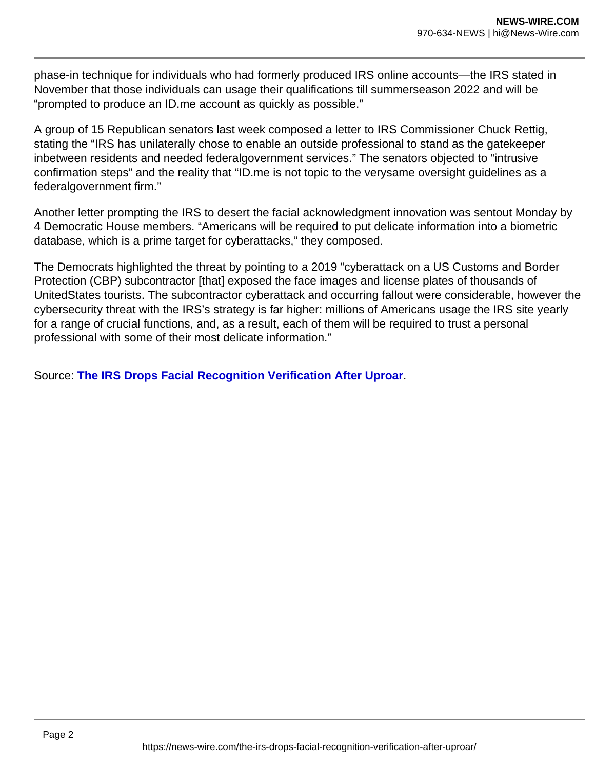phase-in technique for individuals who had formerly produced IRS online accounts—the IRS stated in November that those individuals can usage their qualifications till summerseason 2022 and will be "prompted to produce an ID.me account as quickly as possible."

A group of 15 Republican senators last week composed a letter to IRS Commissioner Chuck Rettig, stating the "IRS has unilaterally chose to enable an outside professional to stand as the gatekeeper inbetween residents and needed federalgovernment services." The senators objected to "intrusive confirmation steps" and the reality that "ID.me is not topic to the verysame oversight guidelines as a federalgovernment firm."

Another letter prompting the IRS to desert the facial acknowledgment innovation was sentout Monday by 4 Democratic House members. "Americans will be required to put delicate information into a biometric database, which is a prime target for cyberattacks," they composed.

The Democrats highlighted the threat by pointing to a 2019 "cyberattack on a US Customs and Border Protection (CBP) subcontractor [that] exposed the face images and license plates of thousands of UnitedStates tourists. The subcontractor cyberattack and occurring fallout were considerable, however the cybersecurity threat with the IRS's strategy is far higher: millions of Americans usage the IRS site yearly for a range of crucial functions, and, as a result, each of them will be required to trust a personal professional with some of their most delicate information."

Source: **[The IRS Drops Facial Recognition Verification After Uproar](https://news-wire.com/the-irs-drops-facial-recognition-verification-after-uproar/)**.